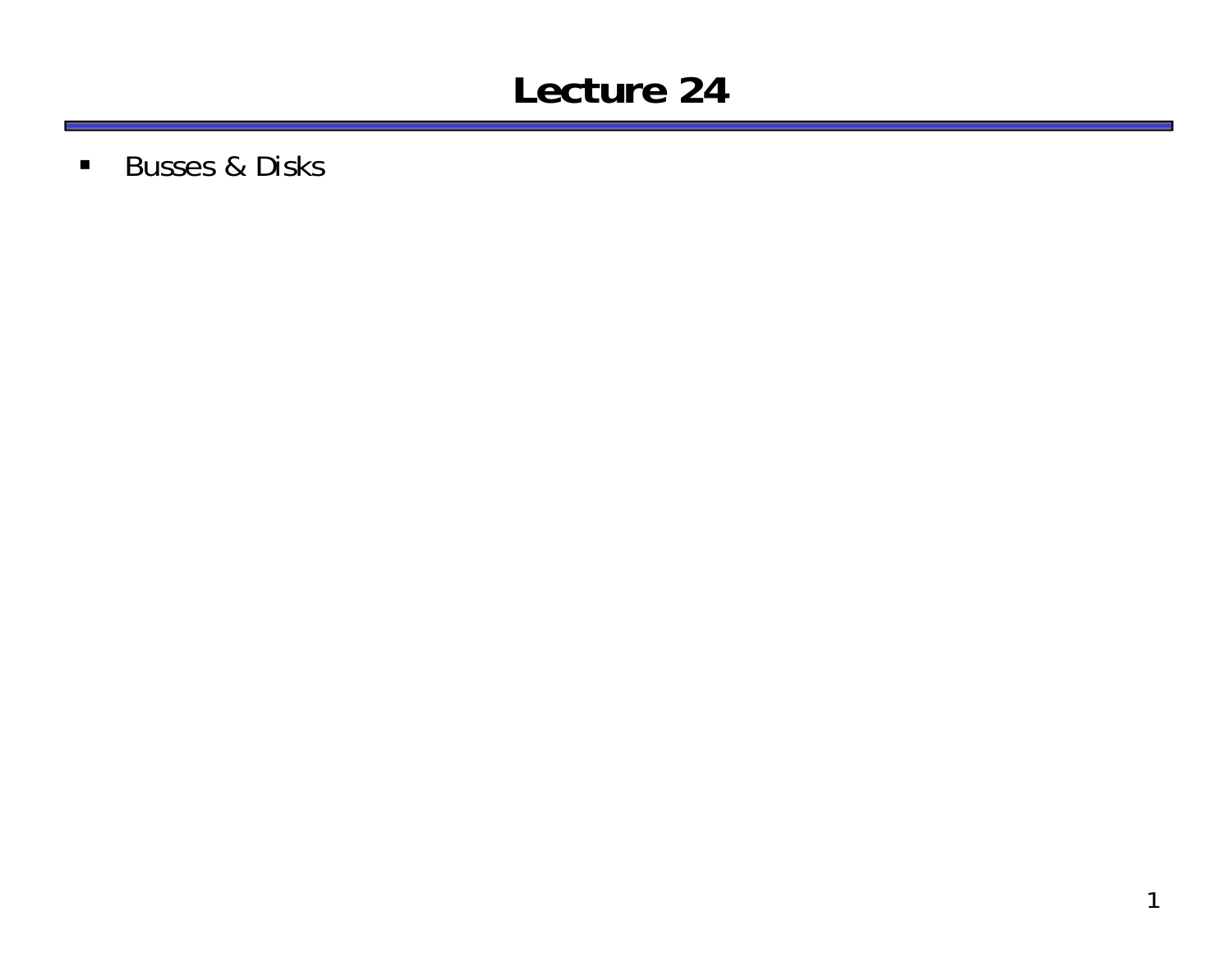# Lecture 24

- Busses & Disks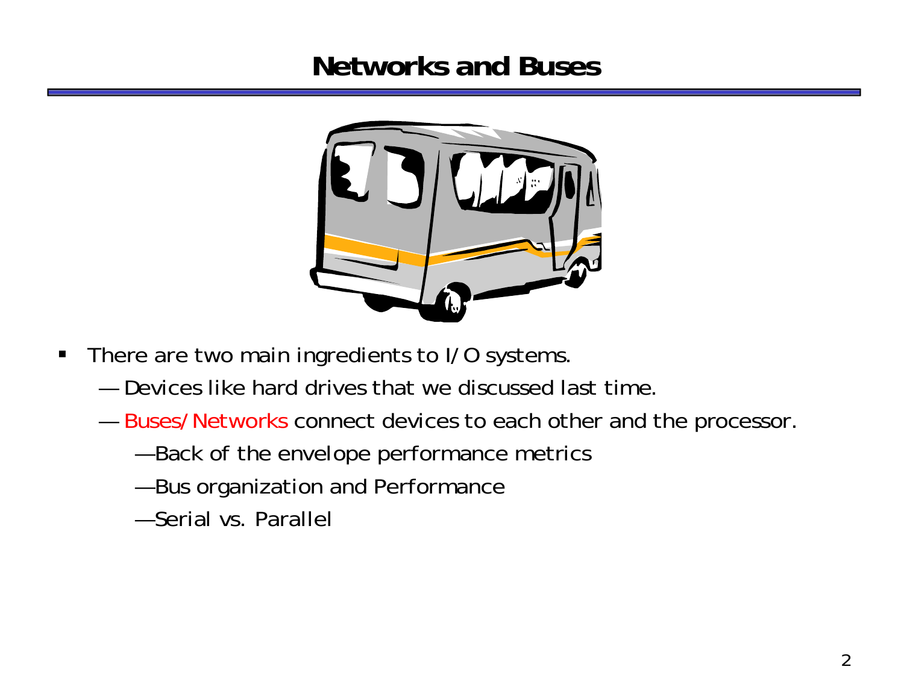# Networks and Buses

- There are two main ingredients to I/O systems.
  - Devices like hard drives that we discussed last time.
  - Buses/Networks connect devices to each other and the processor.
    - Back of the envelope performance metrics
    - Bus organization and Performance
    - Serial vs. Parallel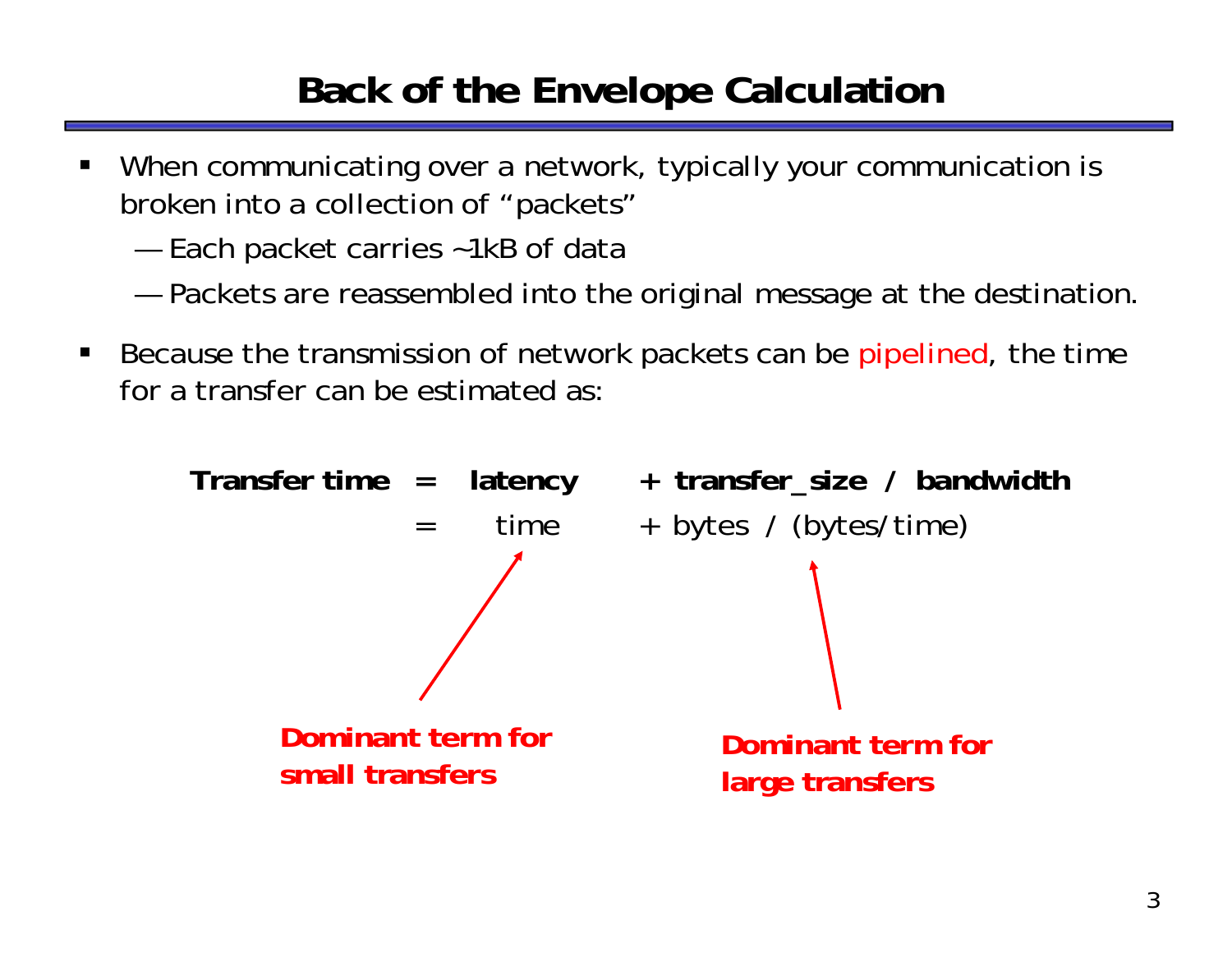# Back of the Envelope Calculation

- When communicating over a network, typically your communication is broken into a collection of "packets"
  - Each packet carries ~1kB of data
  - Packets are reassembled into the original message at the destination.
- Because the transmission of network packets can be pipelined, the time for a transfer can be estimated as:

**Transfer time = latency + transfer_size / bandwidth**

= time + bytes / (bytes/time)

**Dominant term for small transfers** (latency)

**Dominant term for large transfers** (bytes / (bytes/time))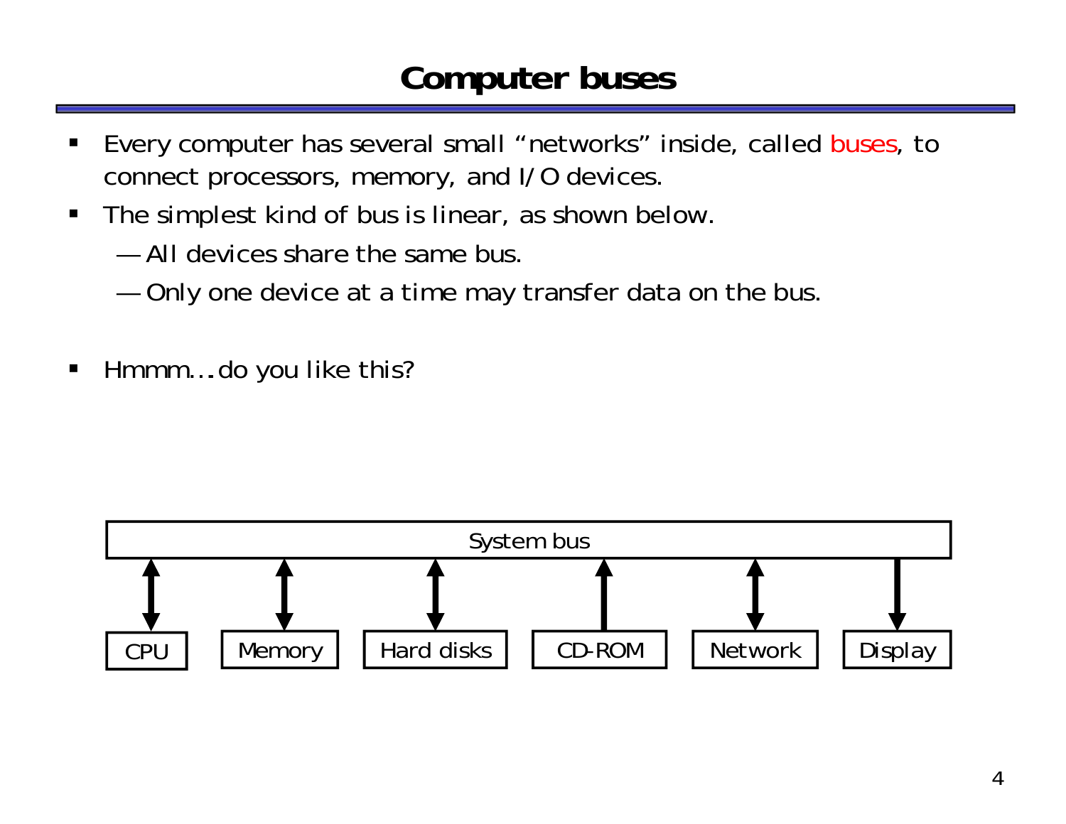# Computer buses

- Every computer has several small "networks" inside, called buses, to connect processors, memory, and I/O devices.
- The simplest kind of bus is linear, as shown below.
  - All devices share the same bus.
  - Only one device at a time may transfer data on the bus.

- Hmmm…do you like this?

System bus

CPU　Memory　Hard disks　CD-ROM　Network　Display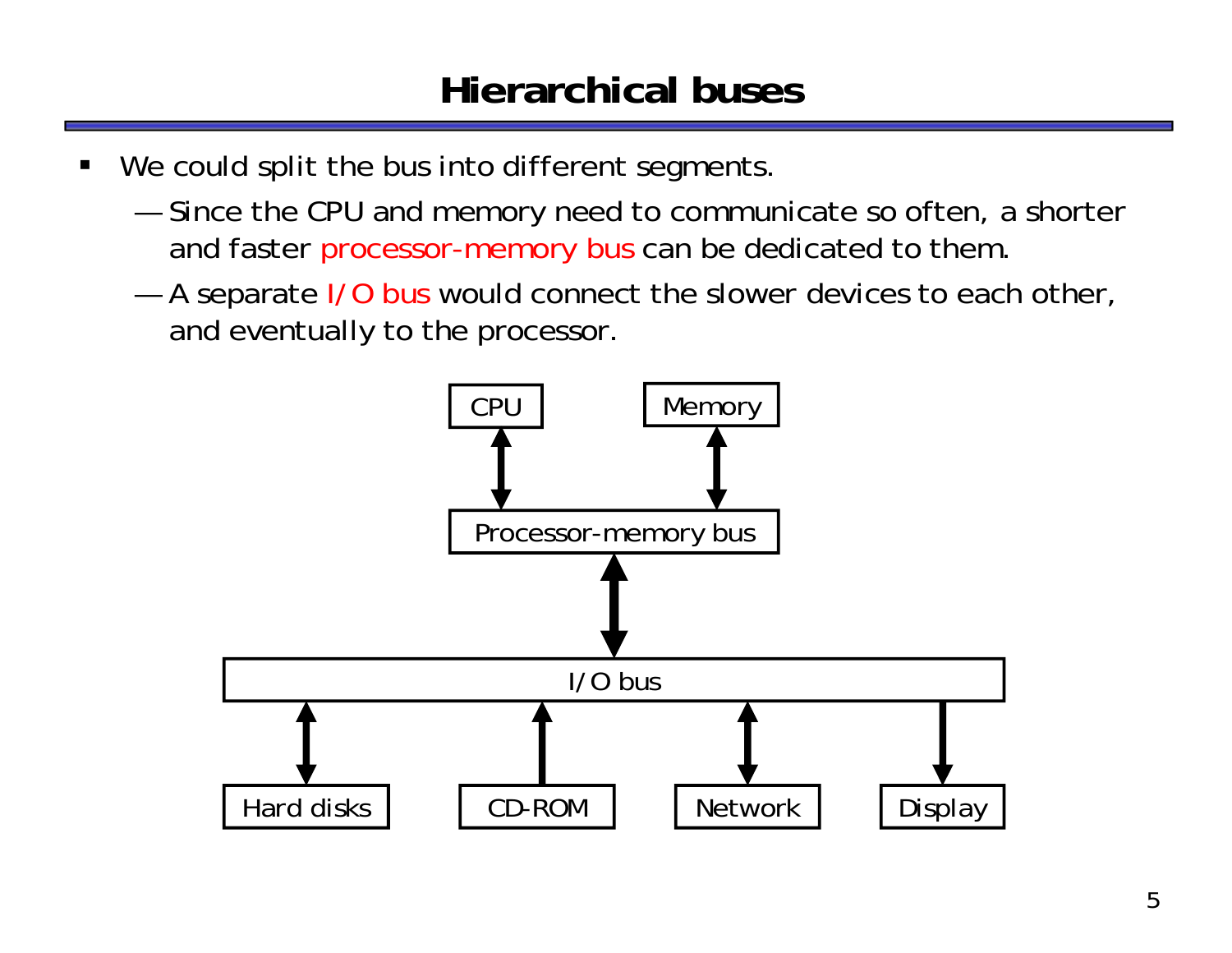# Hierarchical buses

- We could split the bus into different segments.
  - Since the CPU and memory need to communicate so often, a shorter and faster processor-memory bus can be dedicated to them.
  - A separate I/O bus would connect the slower devices to each other, and eventually to the processor.

CPU

Memory

Processor-memory bus

I/O bus

Hard disks

CD-ROM

Network

Display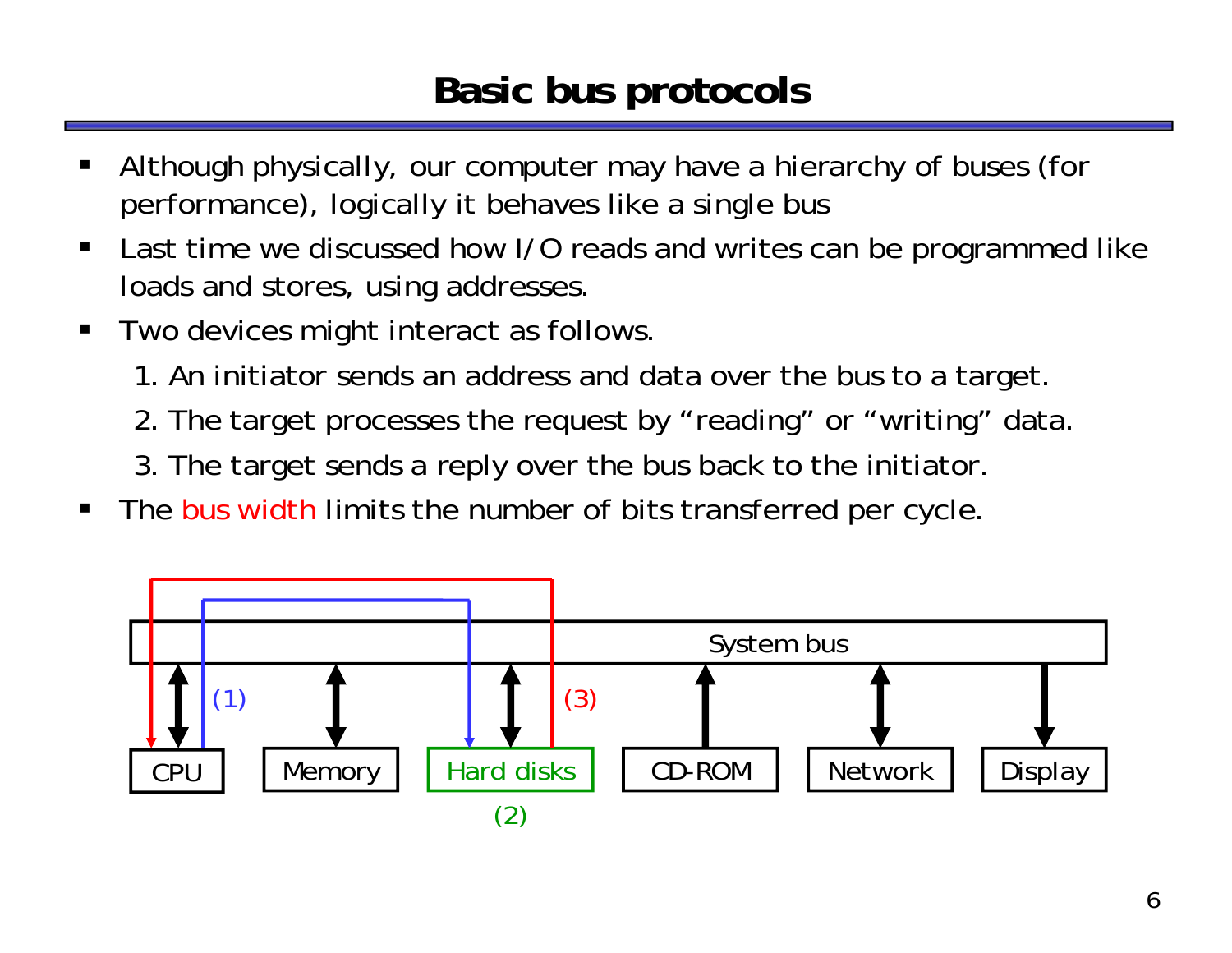# Basic bus protocols

- Although physically, our computer may have a hierarchy of buses (for performance), logically it behaves like a single bus
- Last time we discussed how I/O reads and writes can be programmed like loads and stores, using addresses.
- Two devices might interact as follows.
  1. An initiator sends an address and data over the bus to a target.
  2. The target processes the request by "reading" or "writing" data.
  3. The target sends a reply over the bus back to the initiator.
- The bus width limits the number of bits transferred per cycle.

System bus

(1) (3)

CPU | Memory | Hard disks | CD-ROM | Network | Display

(2)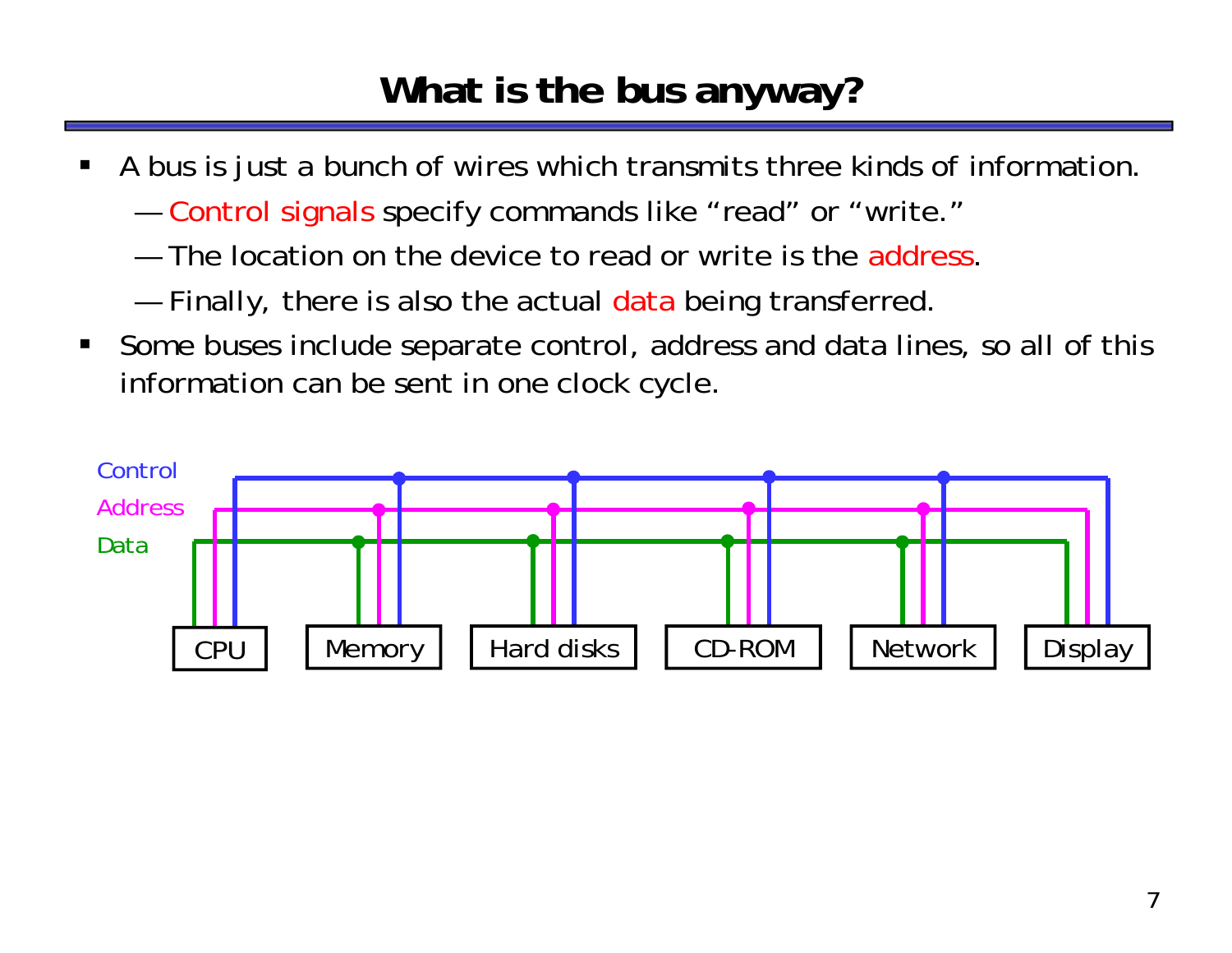# What is the bus anyway?

- A bus is just a bunch of wires which transmits three kinds of information.
  - Control signals specify commands like "read" or "write."
  - The location on the device to read or write is the address.
  - Finally, there is also the actual data being transferred.
- Some buses include separate control, address and data lines, so all of this information can be sent in one clock cycle.

Control
Address
Data

CPU | Memory | Hard disks | CD-ROM | Network | Display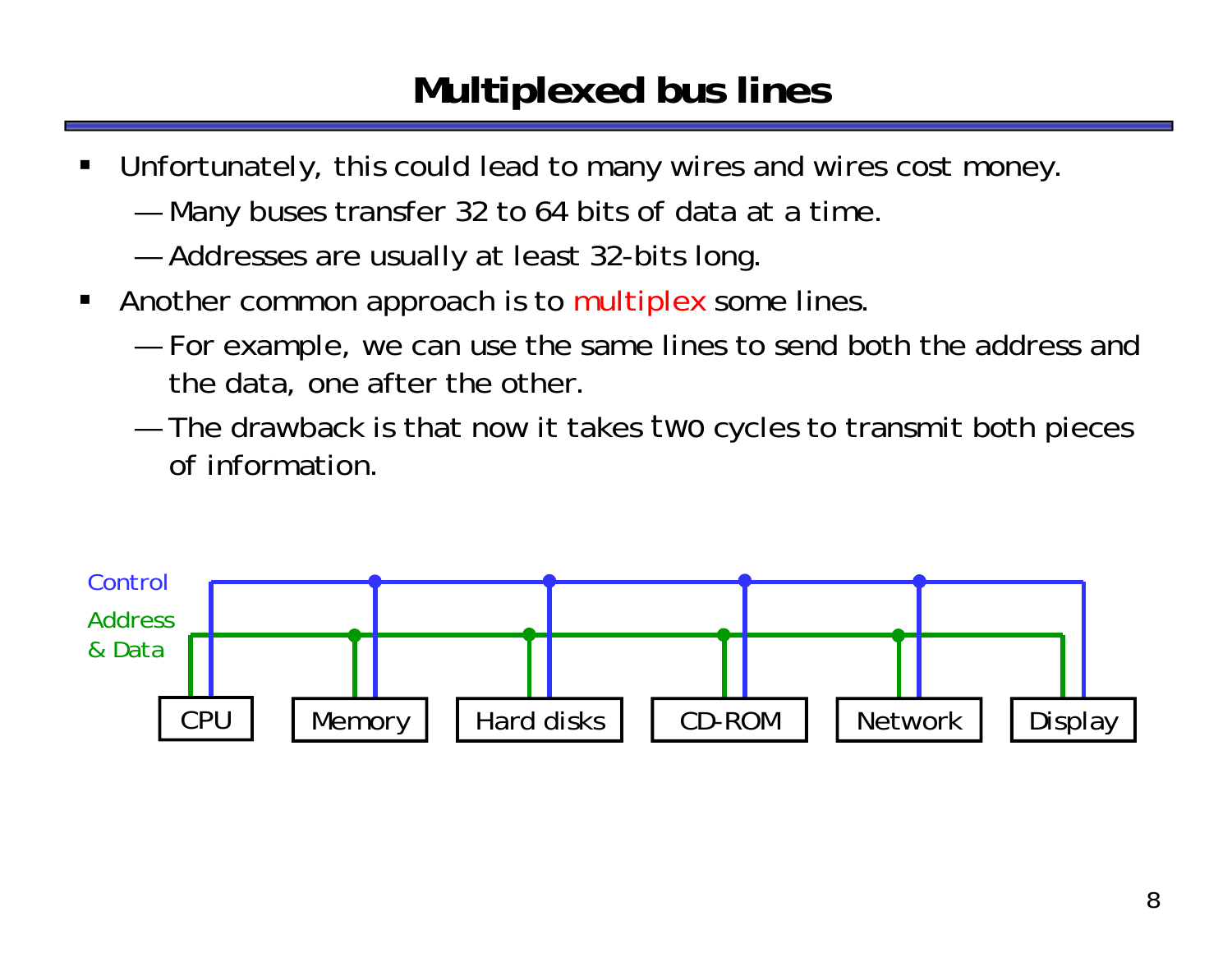# Multiplexed bus lines

- Unfortunately, this could lead to many wires and wires cost money.
  - Many buses transfer 32 to 64 bits of data at a time.
  - Addresses are usually at least 32-bits long.
- Another common approach is to multiplex some lines.
  - For example, we can use the same lines to send both the address and the data, one after the other.
  - The drawback is that now it takes two cycles to transmit both pieces of information.

Control

Address & Data

CPU | Memory | Hard disks | CD-ROM | Network | Display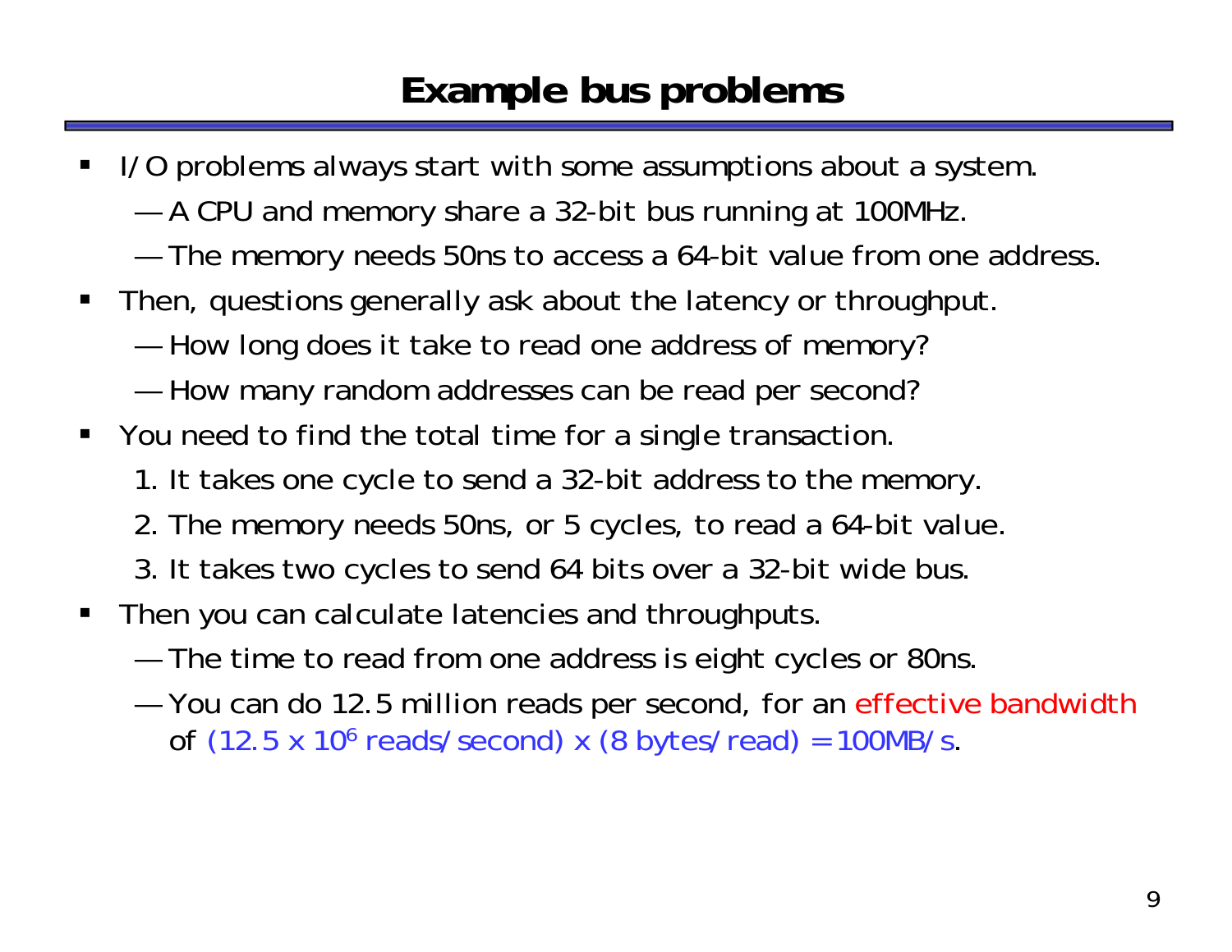# Example bus problems

- I/O problems always start with some assumptions about a system.
  - A CPU and memory share a 32-bit bus running at 100MHz.
  - The memory needs 50ns to access a 64-bit value from one address.
- Then, questions generally ask about the latency or throughput.
  - How long does it take to read one address of memory?
  - How many random addresses can be read per second?
- You need to find the total time for a single transaction.
  1. It takes one cycle to send a 32-bit address to the memory.
  2. The memory needs 50ns, or 5 cycles, to read a 64-bit value.
  3. It takes two cycles to send 64 bits over a 32-bit wide bus.
- Then you can calculate latencies and throughputs.
  - The time to read from one address is eight cycles or 80ns.
  - You can do 12.5 million reads per second, for an effective bandwidth of $(12.5 \times 10^6 \text{ reads/second}) \times (8 \text{ bytes/read}) = 100\text{MB/s}$.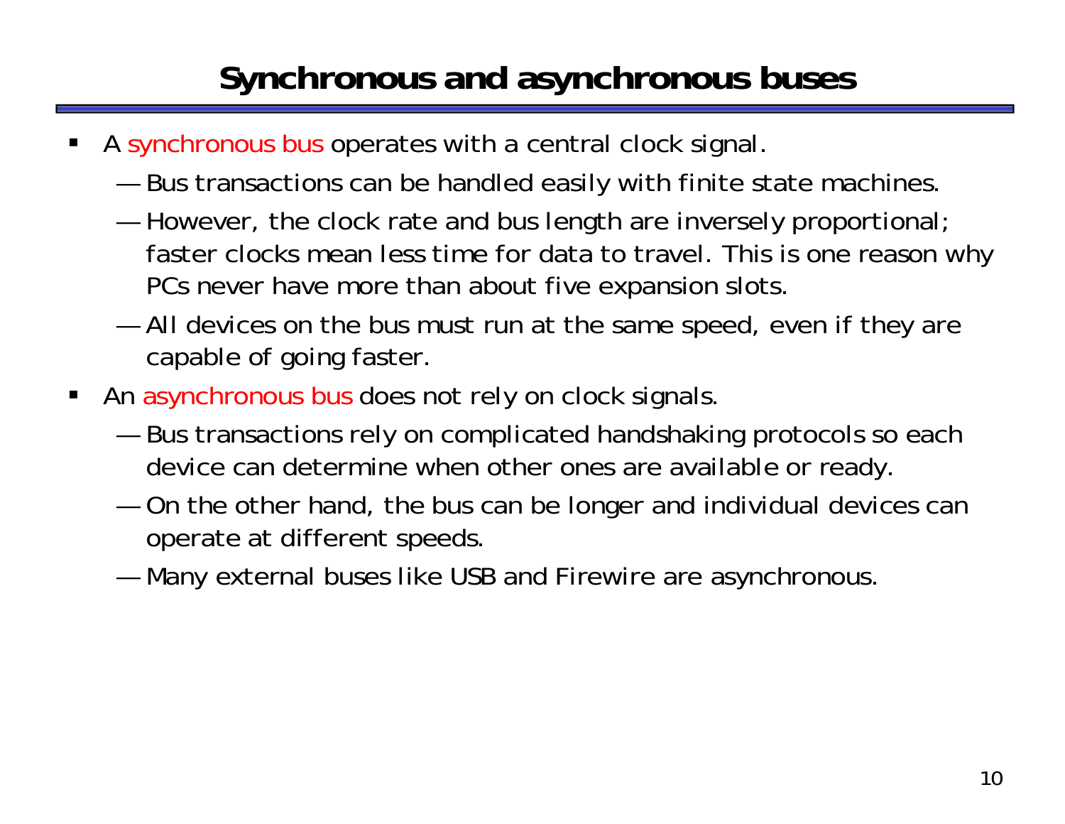# Synchronous and asynchronous buses

- A synchronous bus operates with a central clock signal.
  - Bus transactions can be handled easily with finite state machines.
  - However, the clock rate and bus length are inversely proportional; faster clocks mean less time for data to travel. This is one reason why PCs never have more than about five expansion slots.
  - All devices on the bus must run at the same speed, even if they are capable of going faster.
- An asynchronous bus does not rely on clock signals.
  - Bus transactions rely on complicated handshaking protocols so each device can determine when other ones are available or ready.
  - On the other hand, the bus can be longer and individual devices can operate at different speeds.
  - Many external buses like USB and Firewire are asynchronous.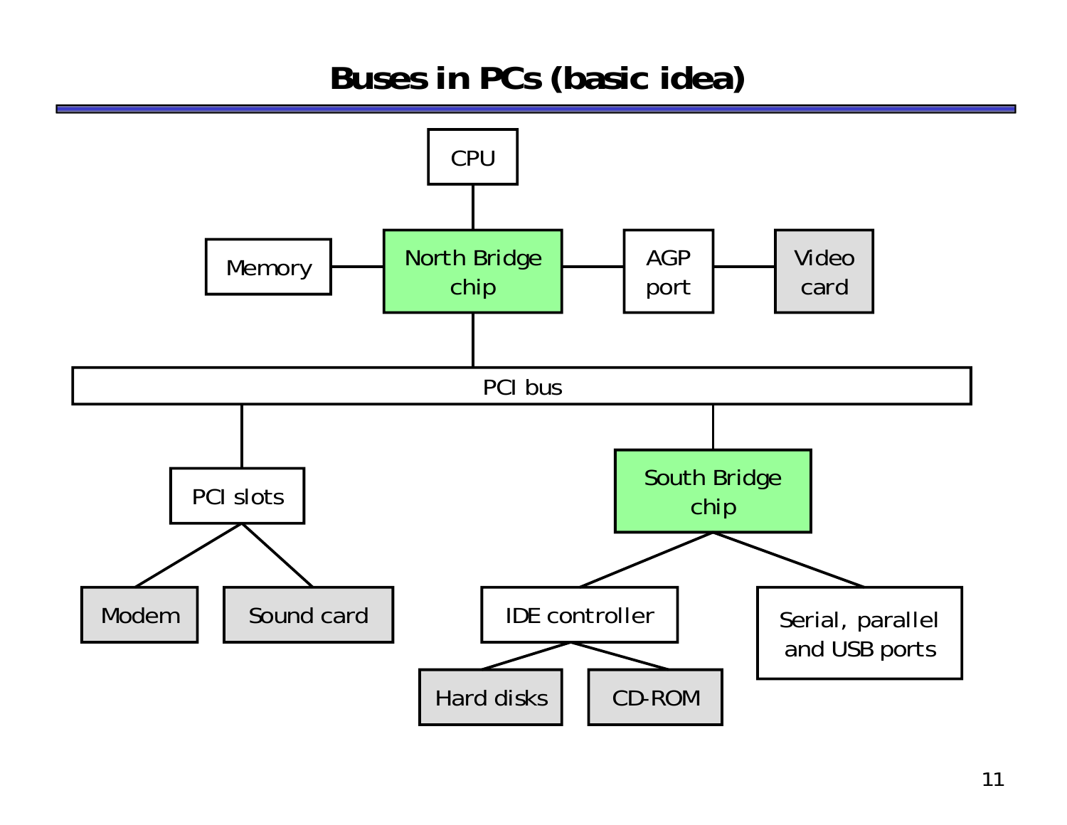# Buses in PCs (basic idea)

CPU

Memory

North Bridge chip

AGP port

Video card

PCI bus

PCI slots

South Bridge chip

Modem

Sound card

IDE controller

Serial, parallel and USB ports

Hard disks

CD-ROM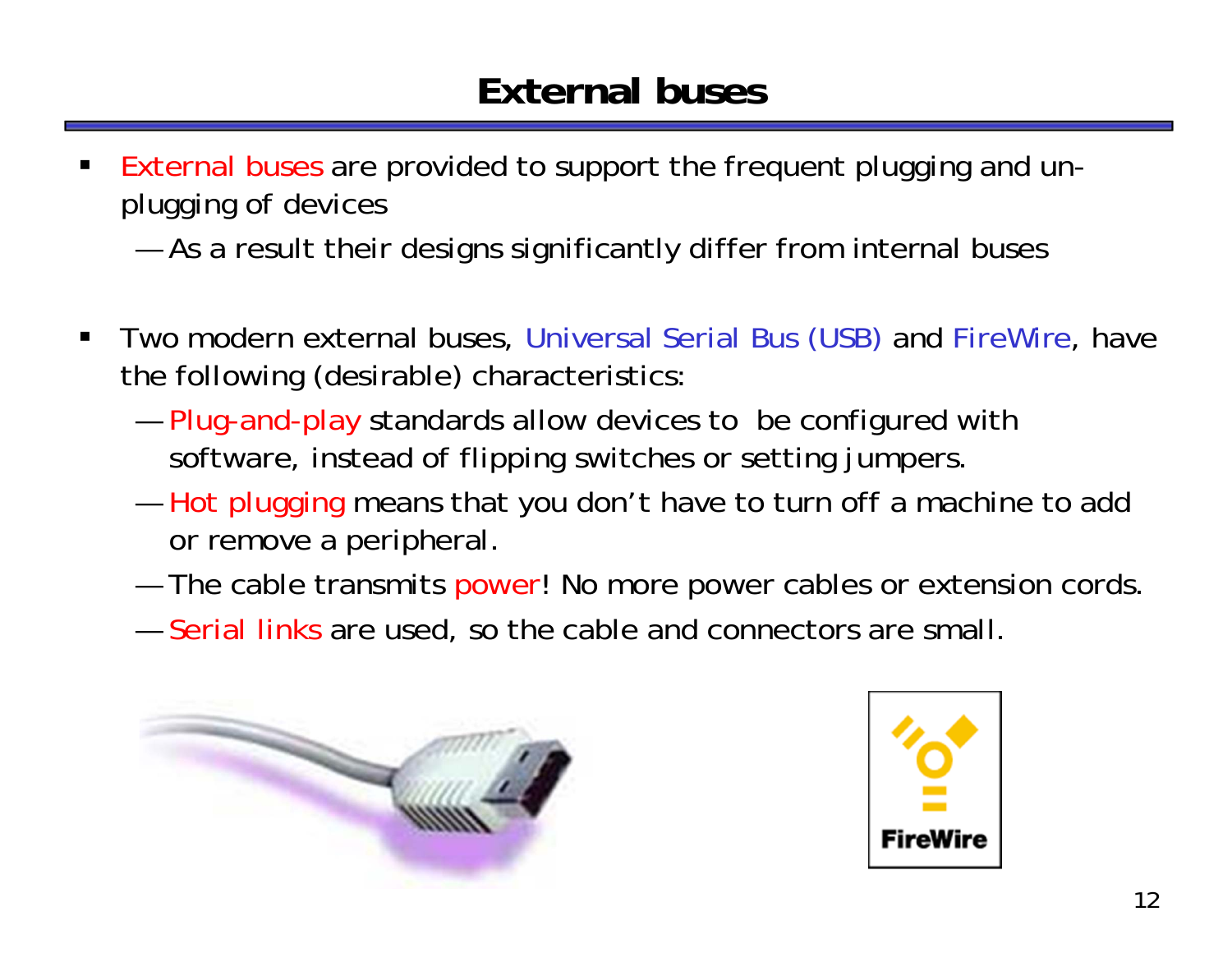# External buses

- External buses are provided to support the frequent plugging and un-plugging of devices
  - As a result their designs significantly differ from internal buses

- Two modern external buses, Universal Serial Bus (USB) and FireWire, have the following (desirable) characteristics:
  - Plug-and-play standards allow devices to be configured with software, instead of flipping switches or setting jumpers.
  - Hot plugging means that you don't have to turn off a machine to add or remove a peripheral.
  - The cable transmits power! No more power cables or extension cords.
  - Serial links are used, so the cable and connectors are small.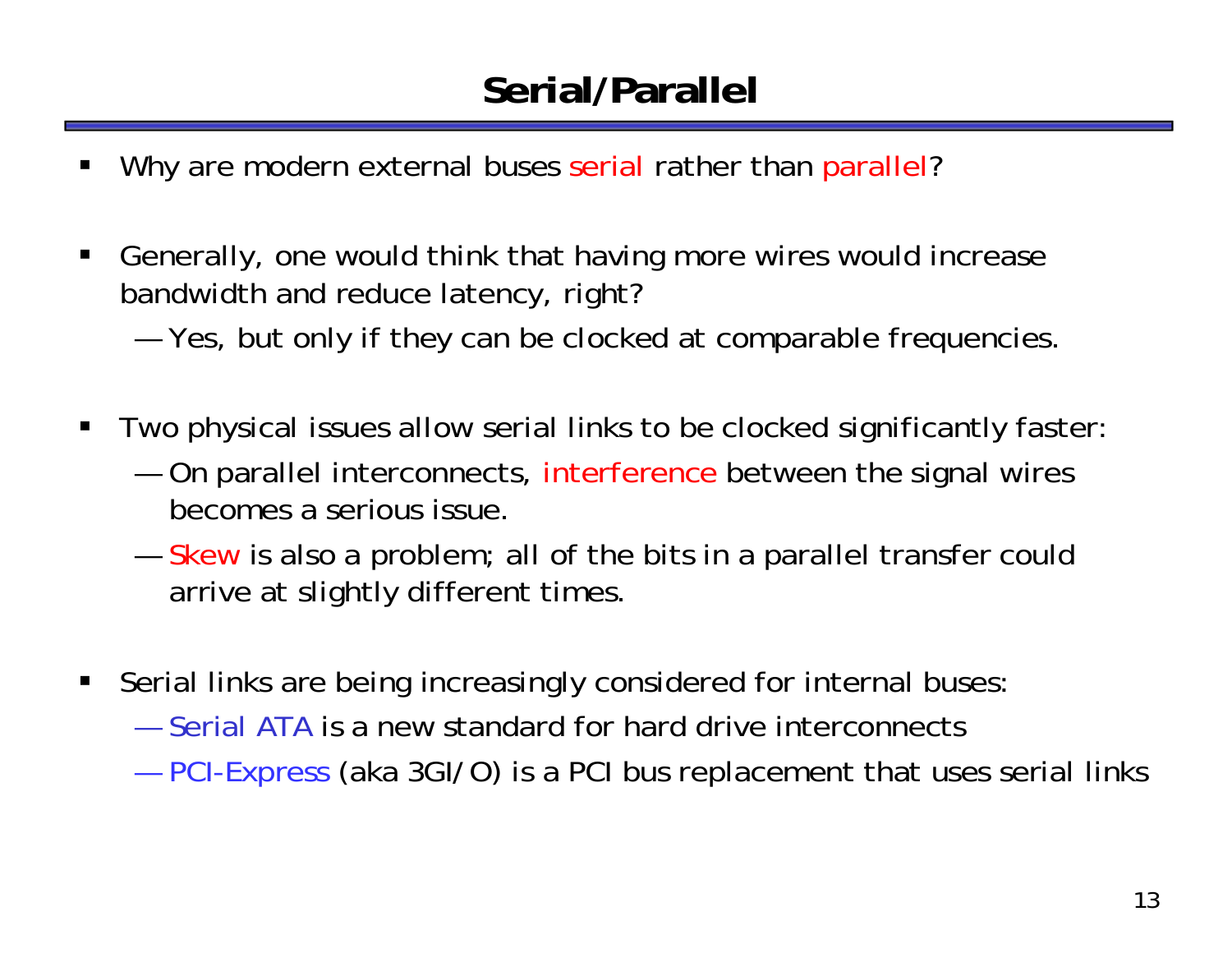# Serial/Parallel

- Why are modern external buses serial rather than parallel?
- Generally, one would think that having more wires would increase bandwidth and reduce latency, right?
  - Yes, but only if they can be clocked at comparable frequencies.
- Two physical issues allow serial links to be clocked significantly faster:
  - On parallel interconnects, interference between the signal wires becomes a serious issue.
  - Skew is also a problem; all of the bits in a parallel transfer could arrive at slightly different times.
- Serial links are being increasingly considered for internal buses:
  - Serial ATA is a new standard for hard drive interconnects
  - PCI-Express (aka 3GI/O) is a PCI bus replacement that uses serial links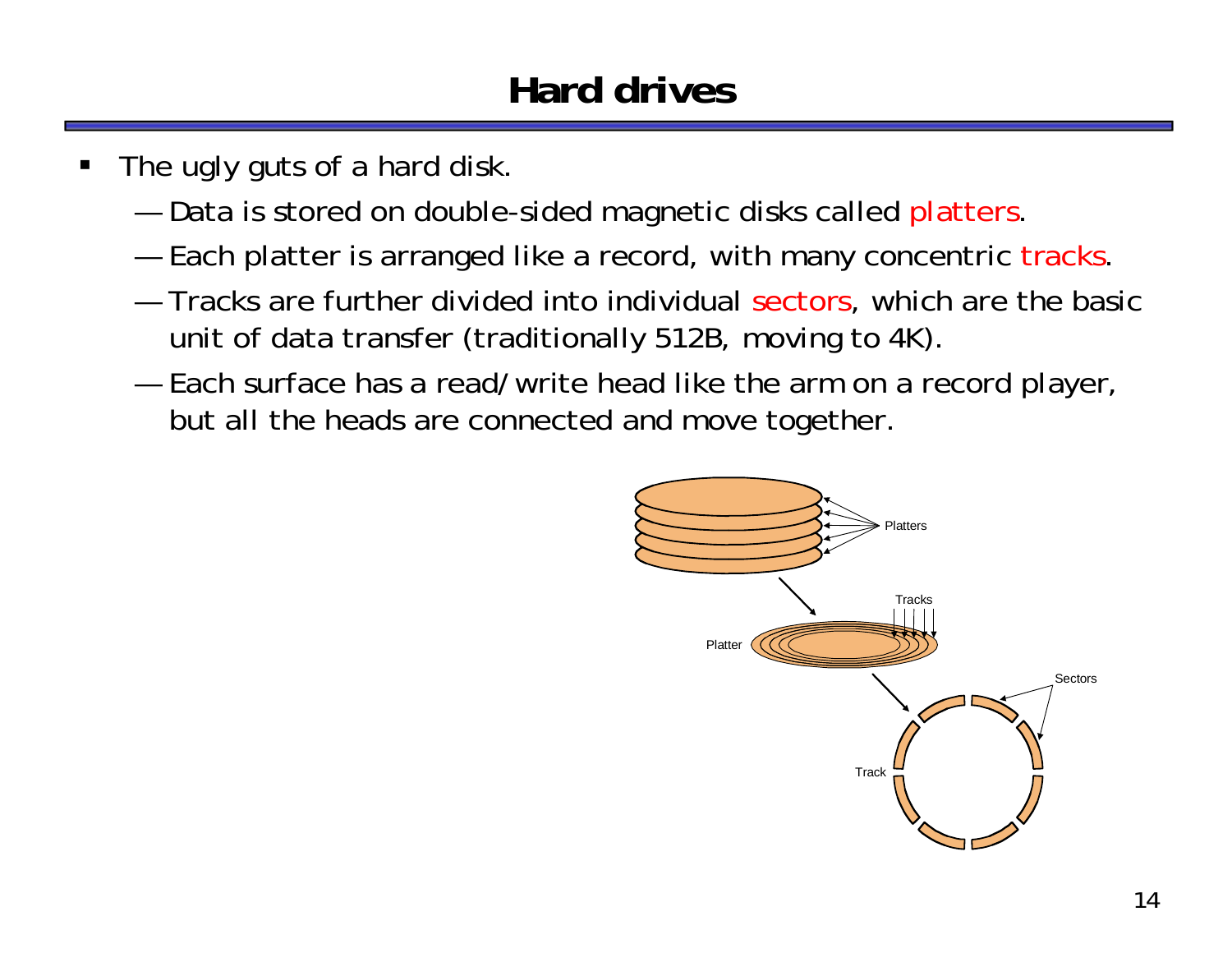# Hard drives

- The ugly guts of a hard disk.
  - Data is stored on double-sided magnetic disks called platters.
  - Each platter is arranged like a record, with many concentric tracks.
  - Tracks are further divided into individual sectors, which are the basic unit of data transfer (traditionally 512B, moving to 4K).
  - Each surface has a read/write head like the arm on a record player, but all the heads are connected and move together.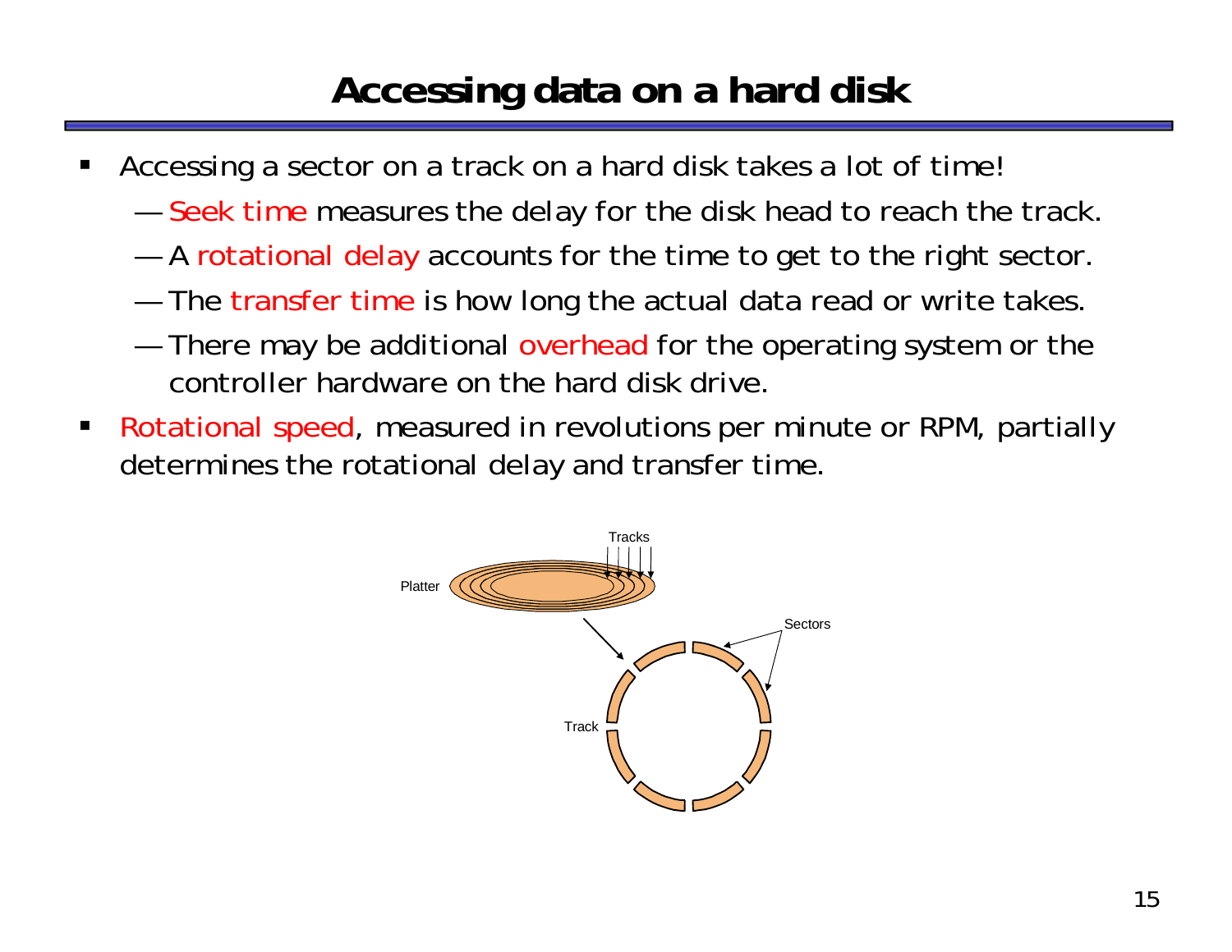# Accessing data on a hard disk

- Accessing a sector on a track on a hard disk takes a lot of time!
  - Seek time measures the delay for the disk head to reach the track.
  - A rotational delay accounts for the time to get to the right sector.
  - The transfer time is how long the actual data read or write takes.
  - There may be additional overhead for the operating system or the controller hardware on the hard disk drive.
- Rotational speed, measured in revolutions per minute or RPM, partially determines the rotational delay and transfer time.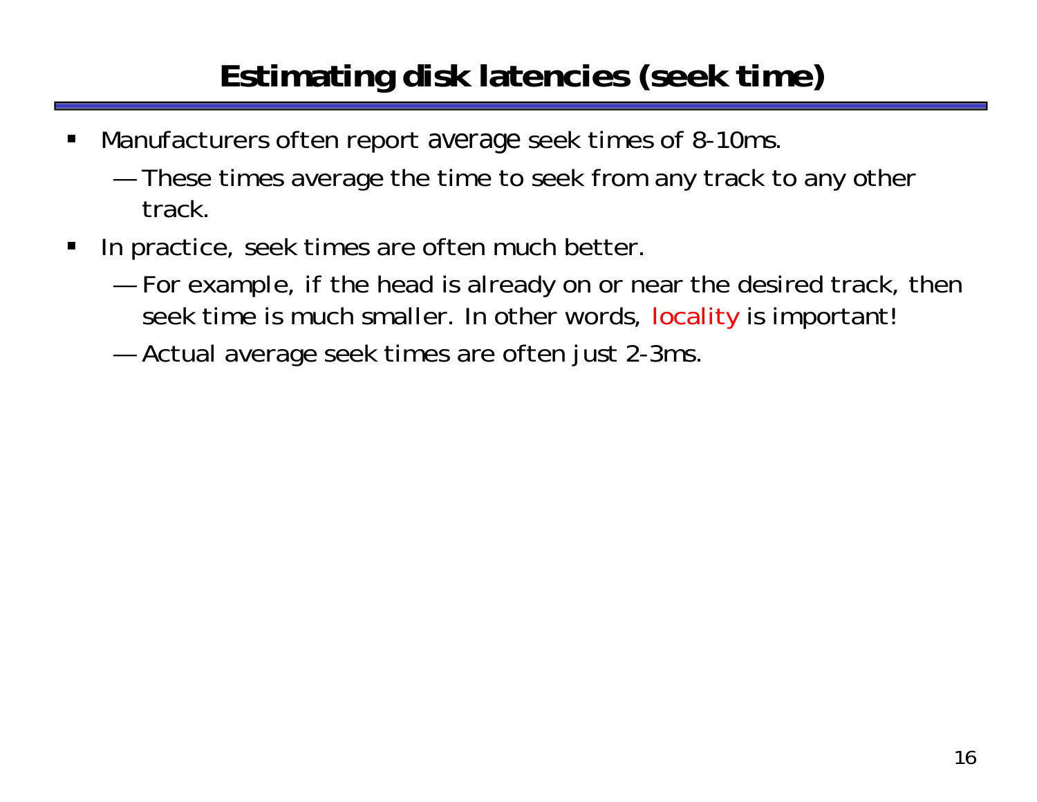# Estimating disk latencies (seek time)

- Manufacturers often report *average* seek times of 8-10ms.
  - These times average the time to seek from any track to any other track.
- In practice, seek times are often much better.
  - For example, if the head is already on or near the desired track, then seek time is much smaller. In other words, locality is important!
  - Actual average seek times are often just 2-3ms.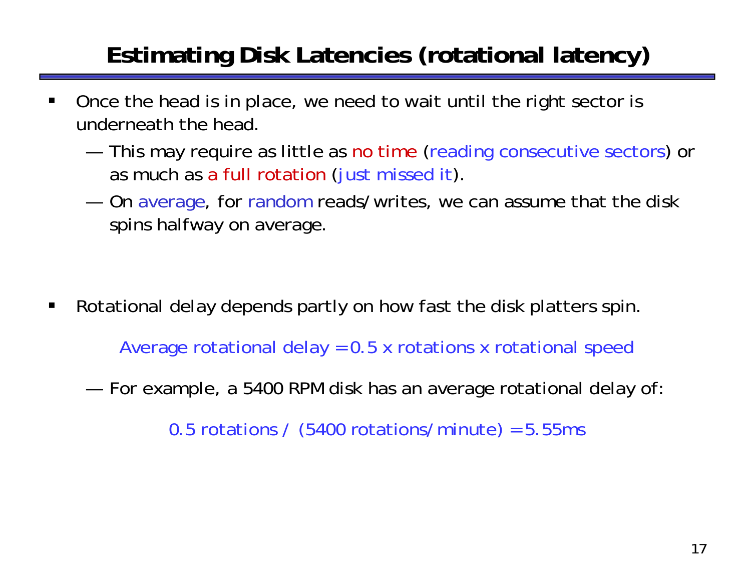# Estimating Disk Latencies (rotational latency)

- Once the head is in place, we need to wait until the right sector is underneath the head.
  - This may require as little as no time (reading consecutive sectors) or as much as a full rotation (just missed it).
  - On average, for random reads/writes, we can assume that the disk spins halfway on average.

- Rotational delay depends partly on how fast the disk platters spin.

  Average rotational delay = 0.5 x rotations x rotational speed

  - For example, a 5400 RPM disk has an average rotational delay of:

    0.5 rotations / (5400 rotations/minute) = 5.55ms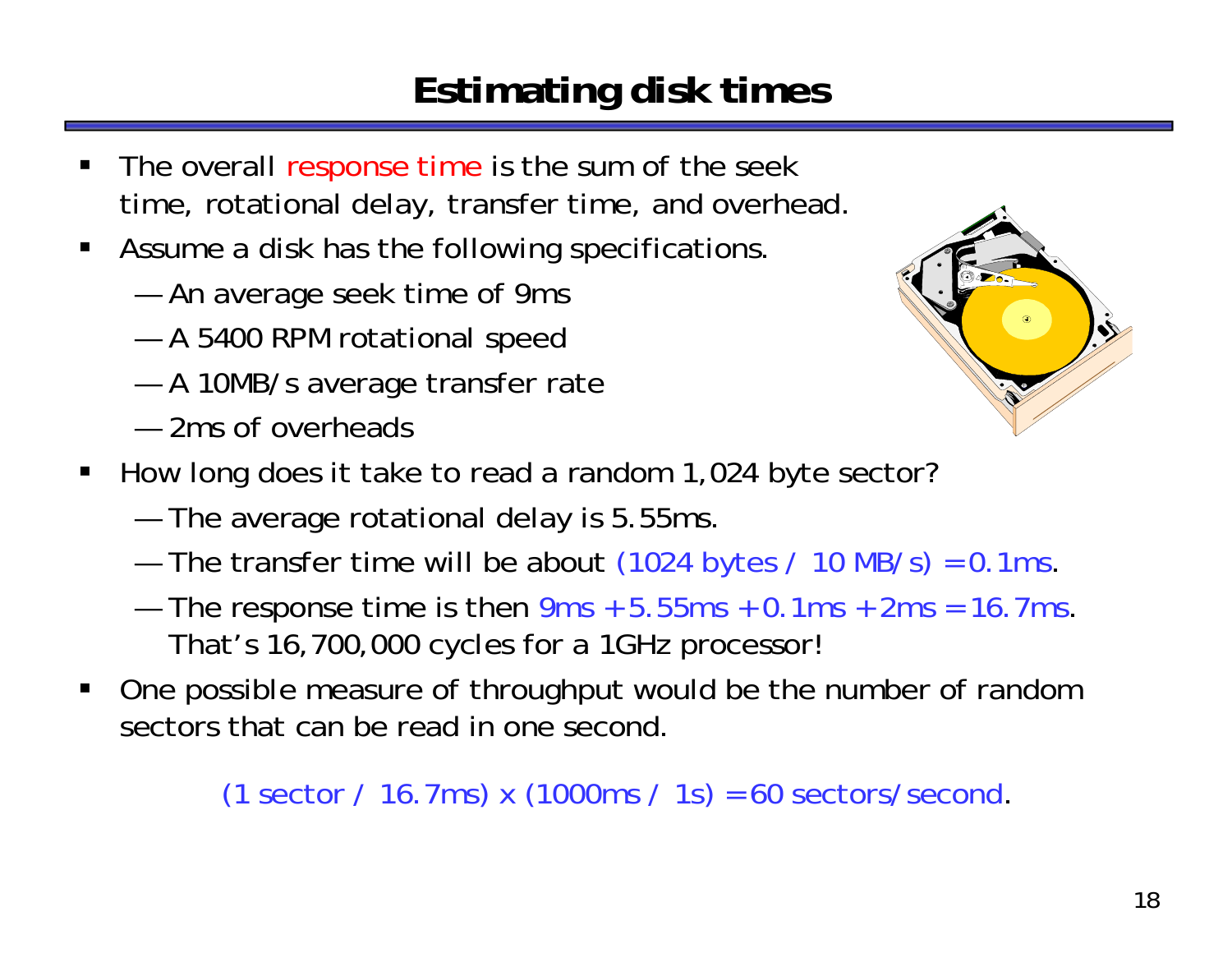# Estimating disk times

- The overall response time is the sum of the seek time, rotational delay, transfer time, and overhead.
- Assume a disk has the following specifications.
  - An average seek time of 9ms
  - A 5400 RPM rotational speed
  - A 10MB/s average transfer rate
  - 2ms of overheads
- How long does it take to read a random 1,024 byte sector?
  - The average rotational delay is 5.55ms.
  - The transfer time will be about (1024 bytes / 10 MB/s) = 0.1ms.
  - The response time is then 9ms + 5.55ms + 0.1ms + 2ms = 16.7ms. That's 16,700,000 cycles for a 1GHz processor!
- One possible measure of throughput would be the number of random sectors that can be read in one second.

(1 sector / 16.7ms) x (1000ms / 1s) = 60 sectors/second.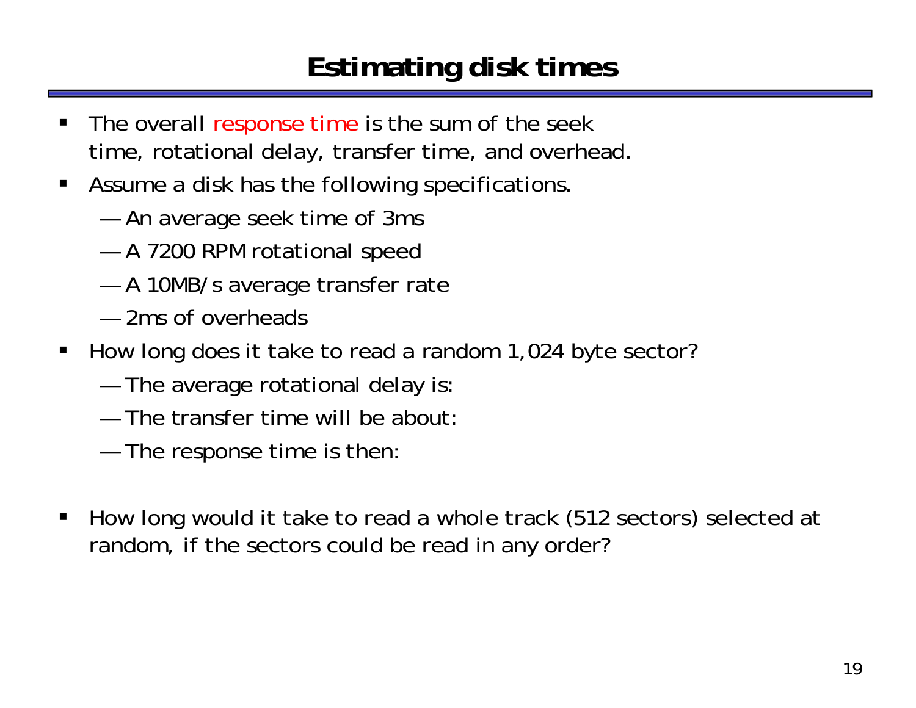# Estimating disk times

- The overall response time is the sum of the seek time, rotational delay, transfer time, and overhead.
- Assume a disk has the following specifications.
  - An average seek time of 3ms
  - A 7200 RPM rotational speed
  - A 10MB/s average transfer rate
  - 2ms of overheads
- How long does it take to read a random 1,024 byte sector?
  - The average rotational delay is:
  - The transfer time will be about:
  - The response time is then:
- How long would it take to read a whole track (512 sectors) selected at random, if the sectors could be read in any order?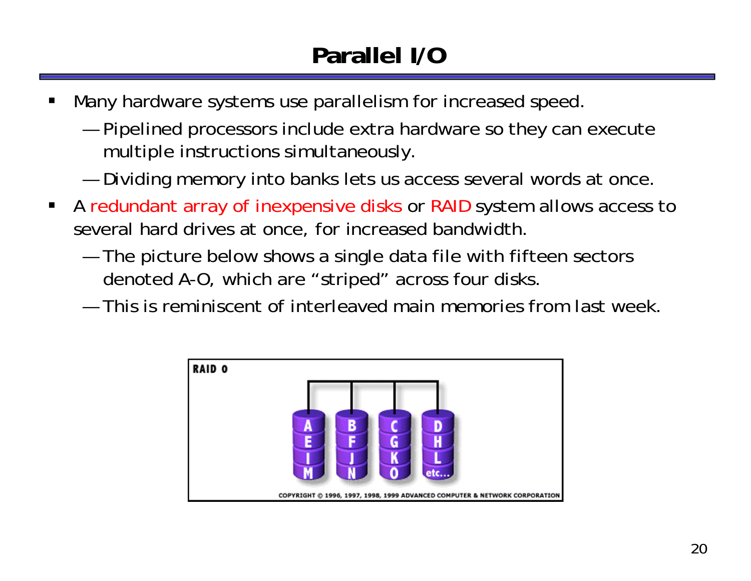# Parallel I/O

- Many hardware systems use parallelism for increased speed.
  - Pipelined processors include extra hardware so they can execute multiple instructions simultaneously.
  - Dividing memory into banks lets us access several words at once.
- A redundant array of inexpensive disks or RAID system allows access to several hard drives at once, for increased bandwidth.
  - The picture below shows a single data file with fifteen sectors denoted A-O, which are "striped" across four disks.
  - This is reminiscent of interleaved main memories from last week.

RAID 0

A E I M

B F J N

C G K O

D H L etc...

COPYRIGHT © 1996, 1997, 1998, 1999 ADVANCED COMPUTER & NETWORK CORPORATION